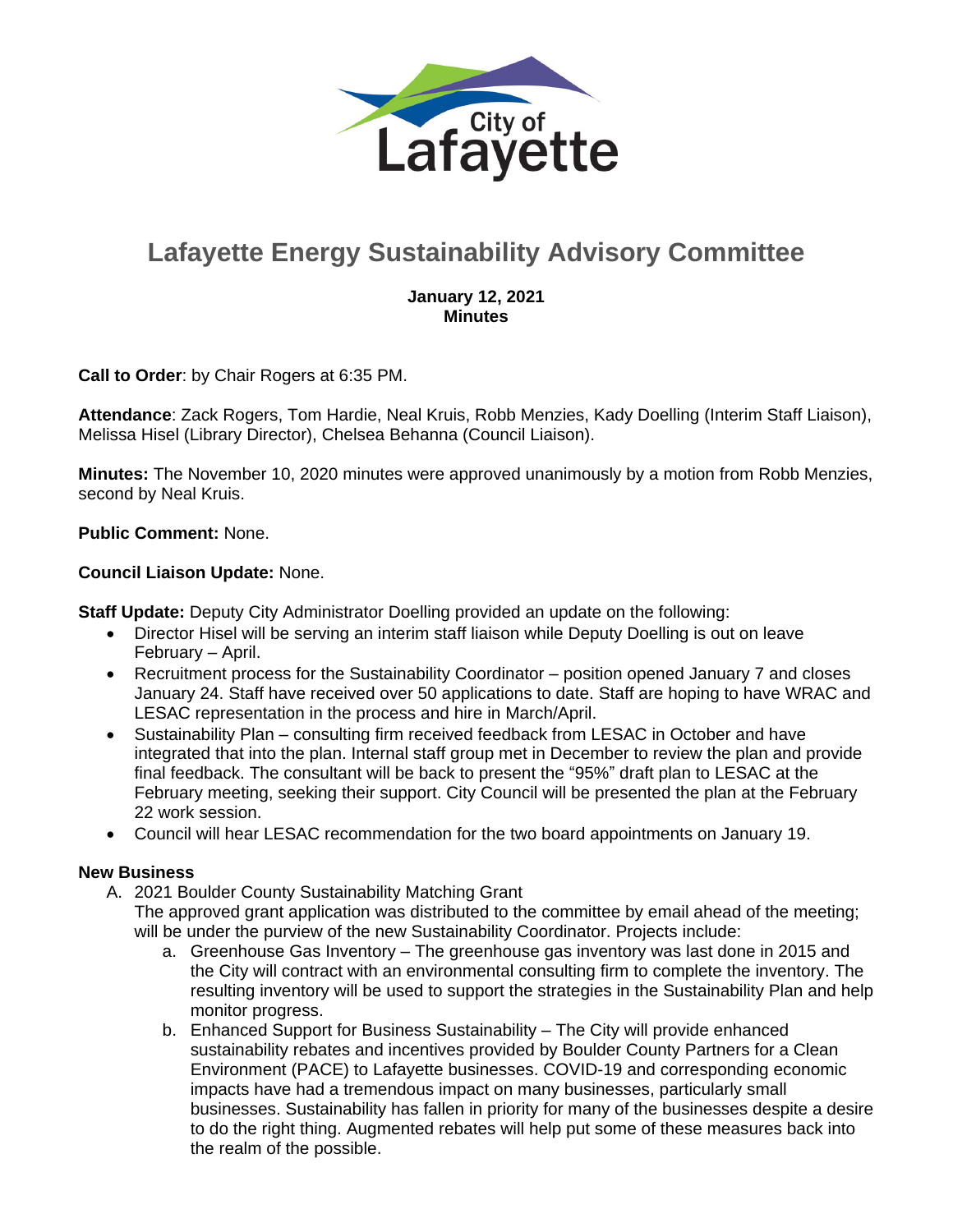City of Lafayette

# Lafayette Energy Sustainability Advisory Committee

**January 12, 2021**
**Minutes**

**Call to Order**: by Chair Rogers at 6:35 PM.

**Attendance**: Zack Rogers, Tom Hardie, Neal Kruis, Robb Menzies, Kady Doelling (Interim Staff Liaison), Melissa Hisel (Library Director), Chelsea Behanna (Council Liaison).

**Minutes:** The November 10, 2020 minutes were approved unanimously by a motion from Robb Menzies, second by Neal Kruis.

**Public Comment:** None.

**Council Liaison Update:** None.

**Staff Update:** Deputy City Administrator Doelling provided an update on the following:

- Director Hisel will be serving an interim staff liaison while Deputy Doelling is out on leave February – April.
- Recruitment process for the Sustainability Coordinator – position opened January 7 and closes January 24. Staff have received over 50 applications to date. Staff are hoping to have WRAC and LESAC representation in the process and hire in March/April.
- Sustainability Plan – consulting firm received feedback from LESAC in October and have integrated that into the plan. Internal staff group met in December to review the plan and provide final feedback. The consultant will be back to present the "95%" draft plan to LESAC at the February meeting, seeking their support. City Council will be presented the plan at the February 22 work session.
- Council will hear LESAC recommendation for the two board appointments on January 19.

**New Business**

A. 2021 Boulder County Sustainability Matching Grant
   The approved grant application was distributed to the committee by email ahead of the meeting; will be under the purview of the new Sustainability Coordinator. Projects include:
   a. Greenhouse Gas Inventory – The greenhouse gas inventory was last done in 2015 and the City will contract with an environmental consulting firm to complete the inventory. The resulting inventory will be used to support the strategies in the Sustainability Plan and help monitor progress.
   b. Enhanced Support for Business Sustainability – The City will provide enhanced sustainability rebates and incentives provided by Boulder County Partners for a Clean Environment (PACE) to Lafayette businesses. COVID-19 and corresponding economic impacts have had a tremendous impact on many businesses, particularly small businesses. Sustainability has fallen in priority for many of the businesses despite a desire to do the right thing. Augmented rebates will help put some of these measures back into the realm of the possible.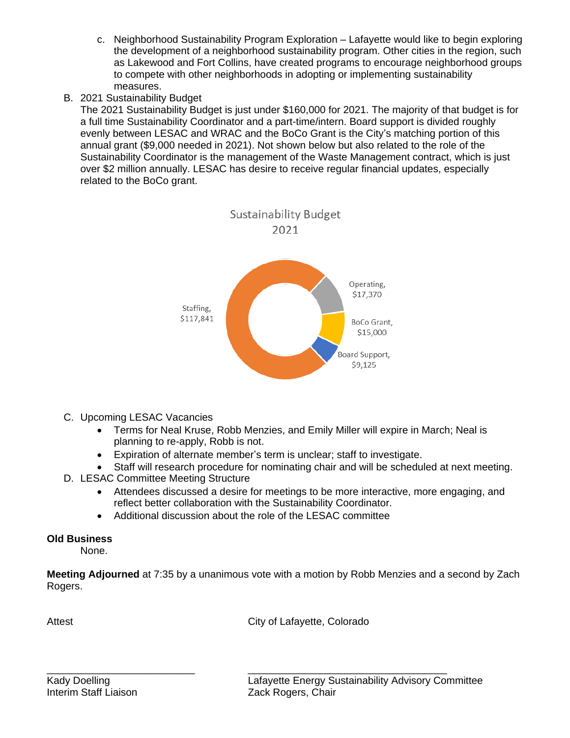c. Neighborhood Sustainability Program Exploration – Lafayette would like to begin exploring the development of a neighborhood sustainability program. Other cities in the region, such as Lakewood and Fort Collins, have created programs to encourage neighborhood groups to compete with other neighborhoods in adopting or implementing sustainability measures.

B. 2021 Sustainability Budget

The 2021 Sustainability Budget is just under $160,000 for 2021. The majority of that budget is for a full time Sustainability Coordinator and a part-time/intern. Board support is divided roughly evenly between LESAC and WRAC and the BoCo Grant is the City's matching portion of this annual grant ($9,000 needed in 2021). Not shown below but also related to the role of the Sustainability Coordinator is the management of the Waste Management contract, which is just over $2 million annually. LESAC has desire to receive regular financial updates, especially related to the BoCo grant.

Sustainability Budget
2021

Staffing, $117,841
Operating, $17,370
BoCo Grant, $15,000
Board Support, $9,125

C. Upcoming LESAC Vacancies
- Terms for Neal Kruse, Robb Menzies, and Emily Miller will expire in March; Neal is planning to re-apply, Robb is not.
- Expiration of alternate member's term is unclear; staff to investigate.
- Staff will research procedure for nominating chair and will be scheduled at next meeting.

D. LESAC Committee Meeting Structure
- Attendees discussed a desire for meetings to be more interactive, more engaging, and reflect better collaboration with the Sustainability Coordinator.
- Additional discussion about the role of the LESAC committee

**Old Business**

None.

**Meeting Adjourned** at 7:35 by a unanimous vote with a motion by Robb Menzies and a second by Zach Rogers.

Attest

City of Lafayette, Colorado

\_\_\_\_\_\_\_\_\_\_\_\_\_\_\_\_\_\_\_\_\_\_\_\_\_

Kady Doelling
Interim Staff Liaison

\_\_\_\_\_\_\_\_\_\_\_\_\_\_\_\_\_\_\_\_\_\_\_\_\_\_\_\_\_\_\_\_\_\_\_

Lafayette Energy Sustainability Advisory Committee
Zack Rogers, Chair